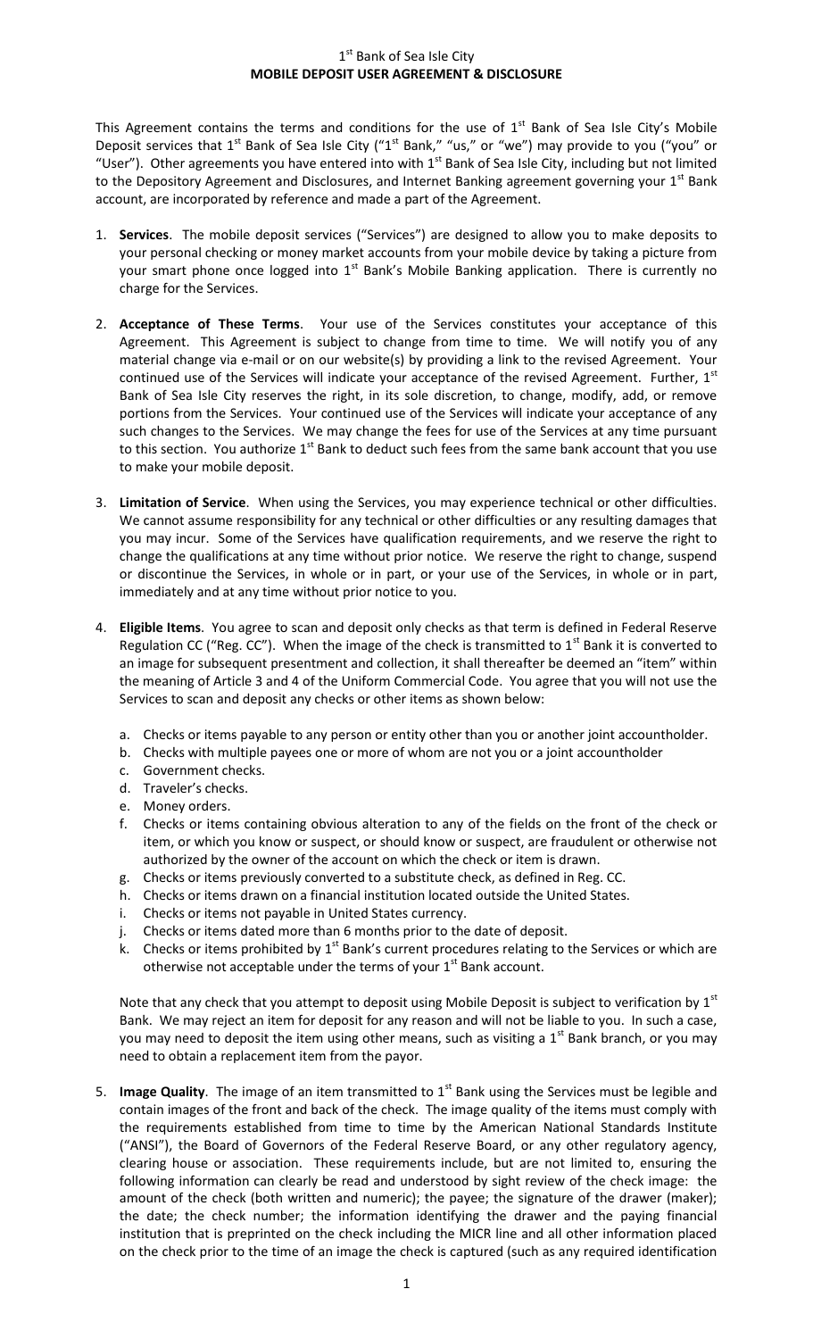# 1st Bank of Sea Isle City
## MOBILE DEPOSIT USER AGREEMENT & DISCLOSURE

This Agreement contains the terms and conditions for the use of 1st Bank of Sea Isle City's Mobile Deposit services that 1st Bank of Sea Isle City ("1st Bank," "us," or "we") may provide to you ("you" or "User"). Other agreements you have entered into with 1st Bank of Sea Isle City, including but not limited to the Depository Agreement and Disclosures, and Internet Banking agreement governing your 1st Bank account, are incorporated by reference and made a part of the Agreement.

1. **Services**. The mobile deposit services ("Services") are designed to allow you to make deposits to your personal checking or money market accounts from your mobile device by taking a picture from your smart phone once logged into 1st Bank's Mobile Banking application. There is currently no charge for the Services.

2. **Acceptance of These Terms**. Your use of the Services constitutes your acceptance of this Agreement. This Agreement is subject to change from time to time. We will notify you of any material change via e-mail or on our website(s) by providing a link to the revised Agreement. Your continued use of the Services will indicate your acceptance of the revised Agreement. Further, 1st Bank of Sea Isle City reserves the right, in its sole discretion, to change, modify, add, or remove portions from the Services. Your continued use of the Services will indicate your acceptance of any such changes to the Services. We may change the fees for use of the Services at any time pursuant to this section. You authorize 1st Bank to deduct such fees from the same bank account that you use to make your mobile deposit.

3. **Limitation of Service**. When using the Services, you may experience technical or other difficulties. We cannot assume responsibility for any technical or other difficulties or any resulting damages that you may incur. Some of the Services have qualification requirements, and we reserve the right to change the qualifications at any time without prior notice. We reserve the right to change, suspend or discontinue the Services, in whole or in part, or your use of the Services, in whole or in part, immediately and at any time without prior notice to you.

4. **Eligible Items**. You agree to scan and deposit only checks as that term is defined in Federal Reserve Regulation CC ("Reg. CC"). When the image of the check is transmitted to 1st Bank it is converted to an image for subsequent presentment and collection, it shall thereafter be deemed an "item" within the meaning of Article 3 and 4 of the Uniform Commercial Code. You agree that you will not use the Services to scan and deposit any checks or other items as shown below:

   a. Checks or items payable to any person or entity other than you or another joint accountholder.
   b. Checks with multiple payees one or more of whom are not you or a joint accountholder
   c. Government checks.
   d. Traveler's checks.
   e. Money orders.
   f. Checks or items containing obvious alteration to any of the fields on the front of the check or item, or which you know or suspect, or should know or suspect, are fraudulent or otherwise not authorized by the owner of the account on which the check or item is drawn.
   g. Checks or items previously converted to a substitute check, as defined in Reg. CC.
   h. Checks or items drawn on a financial institution located outside the United States.
   i. Checks or items not payable in United States currency.
   j. Checks or items dated more than 6 months prior to the date of deposit.
   k. Checks or items prohibited by 1st Bank's current procedures relating to the Services or which are otherwise not acceptable under the terms of your 1st Bank account.

   Note that any check that you attempt to deposit using Mobile Deposit is subject to verification by 1st Bank. We may reject an item for deposit for any reason and will not be liable to you. In such a case, you may need to deposit the item using other means, such as visiting a 1st Bank branch, or you may need to obtain a replacement item from the payor.

5. **Image Quality**. The image of an item transmitted to 1st Bank using the Services must be legible and contain images of the front and back of the check. The image quality of the items must comply with the requirements established from time to time by the American National Standards Institute ("ANSI"), the Board of Governors of the Federal Reserve Board, or any other regulatory agency, clearing house or association. These requirements include, but are not limited to, ensuring the following information can clearly be read and understood by sight review of the check image: the amount of the check (both written and numeric); the payee; the signature of the drawer (maker); the date; the check number; the information identifying the drawer and the paying financial institution that is preprinted on the check including the MICR line and all other information placed on the check prior to the time of an image the check is captured (such as any required identification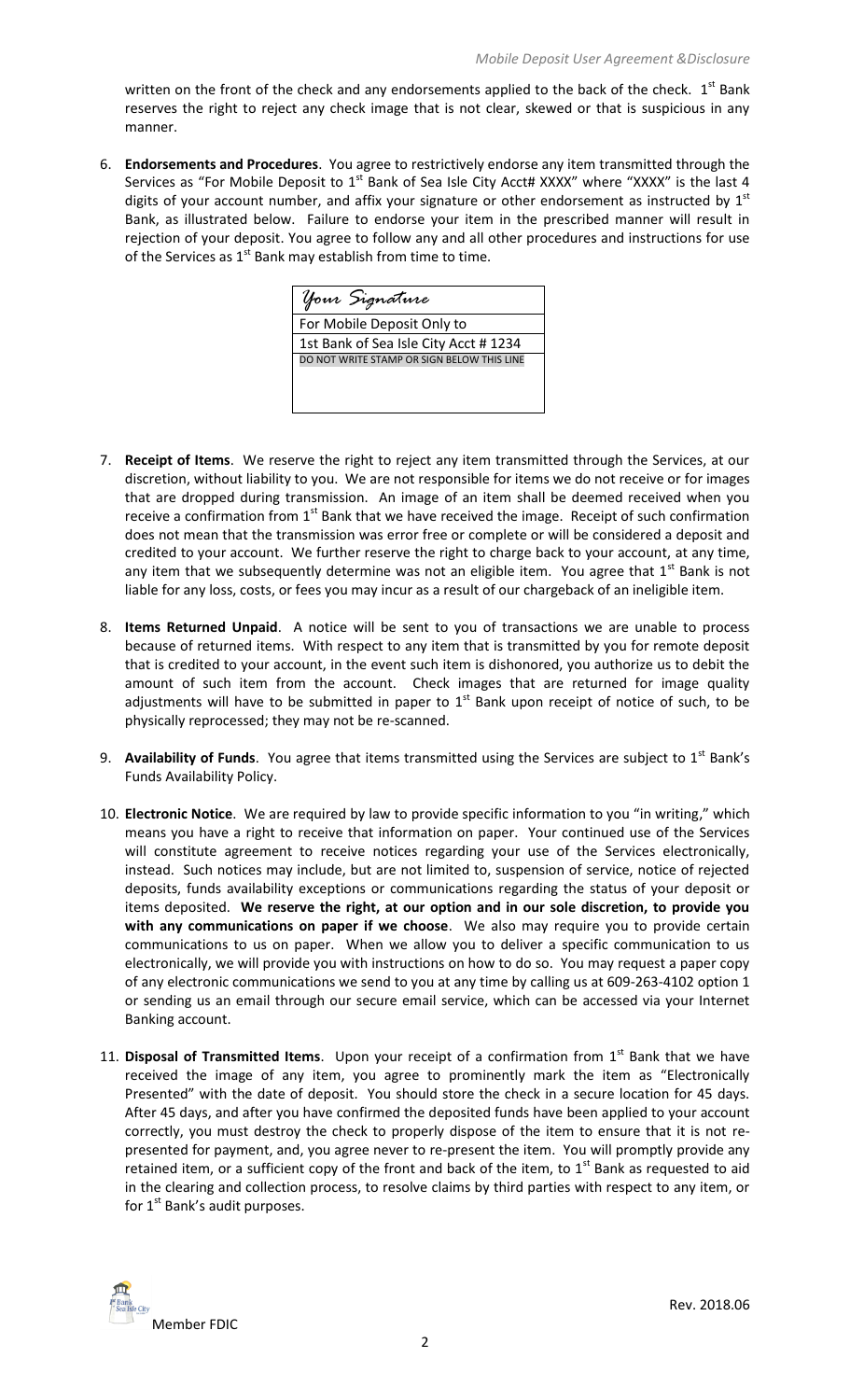written on the front of the check and any endorsements applied to the back of the check. 1st Bank reserves the right to reject any check image that is not clear, skewed or that is suspicious in any manner.

6. **Endorsements and Procedures**. You agree to restrictively endorse any item transmitted through the Services as "For Mobile Deposit to 1st Bank of Sea Isle City Acct# XXXX" where "XXXX" is the last 4 digits of your account number, and affix your signature or other endorsement as instructed by 1st Bank, as illustrated below. Failure to endorse your item in the prescribed manner will result in rejection of your deposit. You agree to follow any and all other procedures and instructions for use of the Services as 1st Bank may establish from time to time.

| *Your Signature* |
| --- |
| For Mobile Deposit Only to |
| 1st Bank of Sea Isle City Acct # 1234 |
| DO NOT WRITE STAMP OR SIGN BELOW THIS LINE |

7. **Receipt of Items**. We reserve the right to reject any item transmitted through the Services, at our discretion, without liability to you. We are not responsible for items we do not receive or for images that are dropped during transmission. An image of an item shall be deemed received when you receive a confirmation from 1st Bank that we have received the image. Receipt of such confirmation does not mean that the transmission was error free or complete or will be considered a deposit and credited to your account. We further reserve the right to charge back to your account, at any time, any item that we subsequently determine was not an eligible item. You agree that 1st Bank is not liable for any loss, costs, or fees you may incur as a result of our chargeback of an ineligible item.

8. **Items Returned Unpaid**. A notice will be sent to you of transactions we are unable to process because of returned items. With respect to any item that is transmitted by you for remote deposit that is credited to your account, in the event such item is dishonored, you authorize us to debit the amount of such item from the account. Check images that are returned for image quality adjustments will have to be submitted in paper to 1st Bank upon receipt of notice of such, to be physically reprocessed; they may not be re-scanned.

9. **Availability of Funds**. You agree that items transmitted using the Services are subject to 1st Bank's Funds Availability Policy.

10. **Electronic Notice**. We are required by law to provide specific information to you "in writing," which means you have a right to receive that information on paper. Your continued use of the Services will constitute agreement to receive notices regarding your use of the Services electronically, instead. Such notices may include, but are not limited to, suspension of service, notice of rejected deposits, funds availability exceptions or communications regarding the status of your deposit or items deposited. **We reserve the right, at our option and in our sole discretion, to provide you with any communications on paper if we choose**. We also may require you to provide certain communications to us on paper. When we allow you to deliver a specific communication to us electronically, we will provide you with instructions on how to do so. You may request a paper copy of any electronic communications we send to you at any time by calling us at 609-263-4102 option 1 or sending us an email through our secure email service, which can be accessed via your Internet Banking account.

11. **Disposal of Transmitted Items**. Upon your receipt of a confirmation from 1st Bank that we have received the image of any item, you agree to prominently mark the item as "Electronically Presented" with the date of deposit. You should store the check in a secure location for 45 days. After 45 days, and after you have confirmed the deposited funds have been applied to your account correctly, you must destroy the check to properly dispose of the item to ensure that it is not re-presented for payment, and, you agree never to re-present the item. You will promptly provide any retained item, or a sufficient copy of the front and back of the item, to 1st Bank as requested to aid in the clearing and collection process, to resolve claims by third parties with respect to any item, or for 1st Bank's audit purposes.

Member FDIC

Rev. 2018.06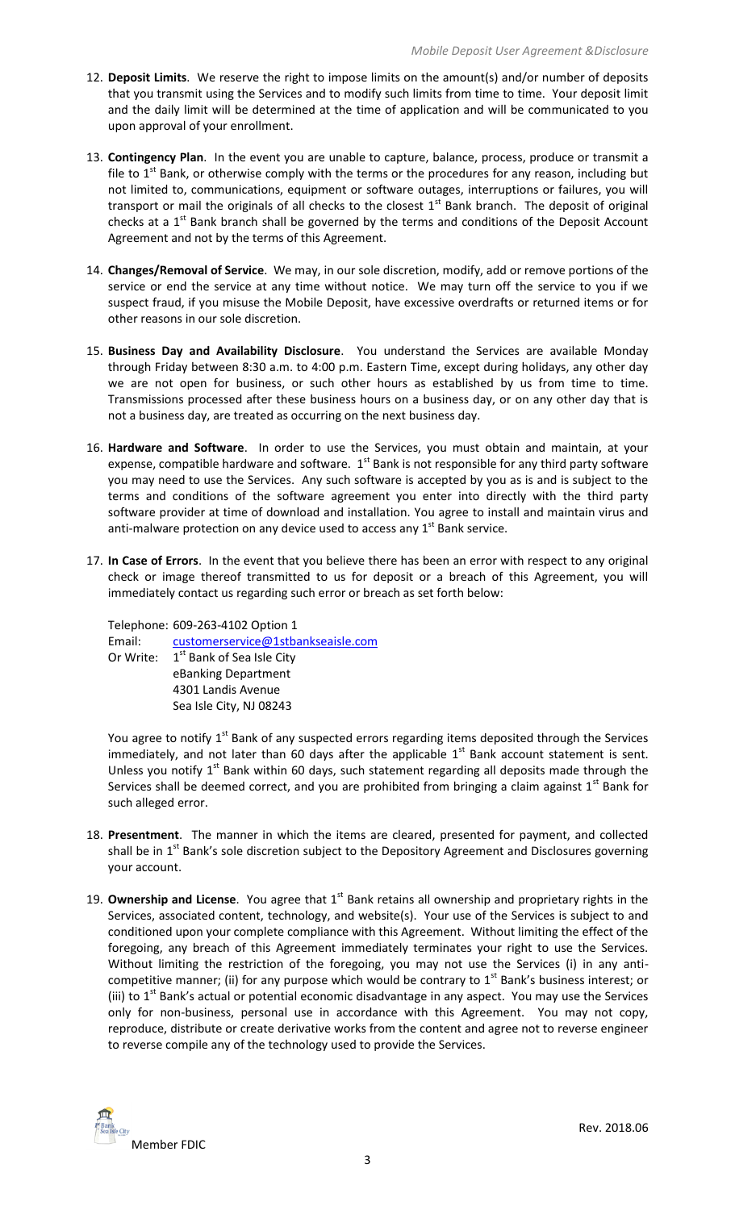12. **Deposit Limits**. We reserve the right to impose limits on the amount(s) and/or number of deposits that you transmit using the Services and to modify such limits from time to time. Your deposit limit and the daily limit will be determined at the time of application and will be communicated to you upon approval of your enrollment.

13. **Contingency Plan**. In the event you are unable to capture, balance, process, produce or transmit a file to 1st Bank, or otherwise comply with the terms or the procedures for any reason, including but not limited to, communications, equipment or software outages, interruptions or failures, you will transport or mail the originals of all checks to the closest 1st Bank branch. The deposit of original checks at a 1st Bank branch shall be governed by the terms and conditions of the Deposit Account Agreement and not by the terms of this Agreement.

14. **Changes/Removal of Service**. We may, in our sole discretion, modify, add or remove portions of the service or end the service at any time without notice. We may turn off the service to you if we suspect fraud, if you misuse the Mobile Deposit, have excessive overdrafts or returned items or for other reasons in our sole discretion.

15. **Business Day and Availability Disclosure**. You understand the Services are available Monday through Friday between 8:30 a.m. to 4:00 p.m. Eastern Time, except during holidays, any other day we are not open for business, or such other hours as established by us from time to time. Transmissions processed after these business hours on a business day, or on any other day that is not a business day, are treated as occurring on the next business day.

16. **Hardware and Software**. In order to use the Services, you must obtain and maintain, at your expense, compatible hardware and software. 1st Bank is not responsible for any third party software you may need to use the Services. Any such software is accepted by you as is and is subject to the terms and conditions of the software agreement you enter into directly with the third party software provider at time of download and installation. You agree to install and maintain virus and anti-malware protection on any device used to access any 1st Bank service.

17. **In Case of Errors**. In the event that you believe there has been an error with respect to any original check or image thereof transmitted to us for deposit or a breach of this Agreement, you will immediately contact us regarding such error or breach as set forth below:

    Telephone: 609-263-4102 Option 1
    Email: customerservice@1stbankseaisle.com
    Or Write: 1st Bank of Sea Isle City
    eBanking Department
    4301 Landis Avenue
    Sea Isle City, NJ 08243

    You agree to notify 1st Bank of any suspected errors regarding items deposited through the Services immediately, and not later than 60 days after the applicable 1st Bank account statement is sent. Unless you notify 1st Bank within 60 days, such statement regarding all deposits made through the Services shall be deemed correct, and you are prohibited from bringing a claim against 1st Bank for such alleged error.

18. **Presentment**. The manner in which the items are cleared, presented for payment, and collected shall be in 1st Bank's sole discretion subject to the Depository Agreement and Disclosures governing your account.

19. **Ownership and License**. You agree that 1st Bank retains all ownership and proprietary rights in the Services, associated content, technology, and website(s). Your use of the Services is subject to and conditioned upon your complete compliance with this Agreement. Without limiting the effect of the foregoing, any breach of this Agreement immediately terminates your right to use the Services. Without limiting the restriction of the foregoing, you may not use the Services (i) in any anti-competitive manner; (ii) for any purpose which would be contrary to 1st Bank's business interest; or (iii) to 1st Bank's actual or potential economic disadvantage in any aspect. You may use the Services only for non-business, personal use in accordance with this Agreement. You may not copy, reproduce, distribute or create derivative works from the content and agree not to reverse engineer to reverse compile any of the technology used to provide the Services.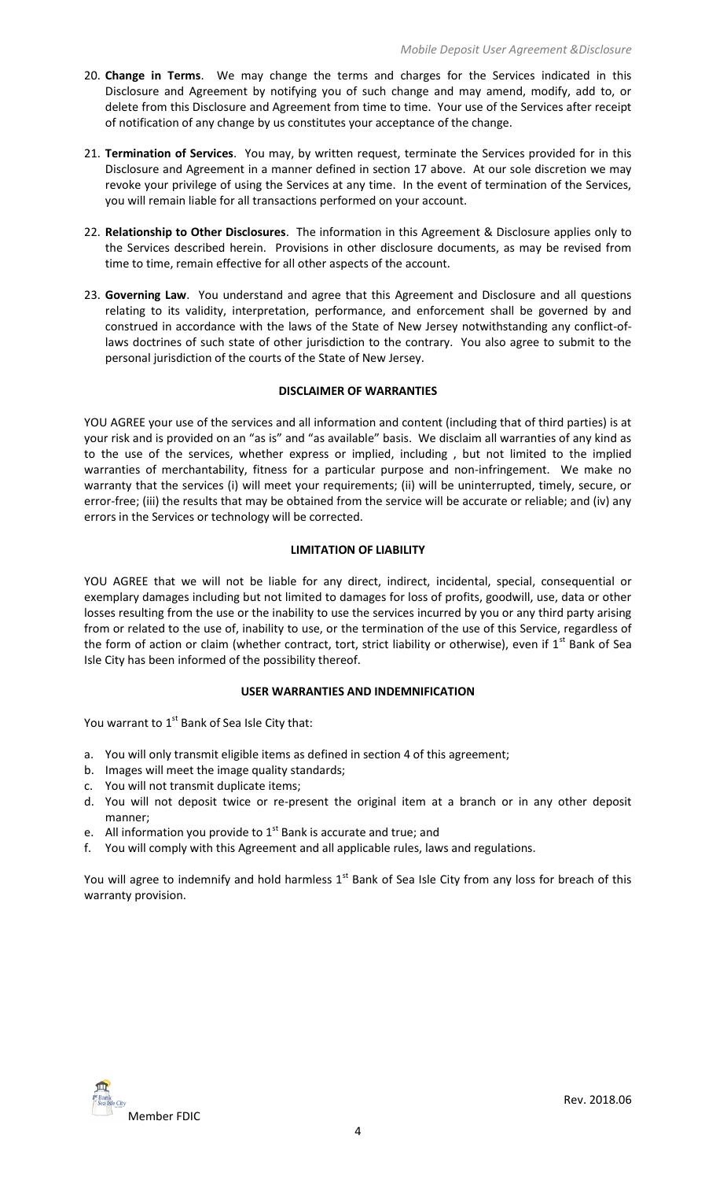20. **Change in Terms**. We may change the terms and charges for the Services indicated in this Disclosure and Agreement by notifying you of such change and may amend, modify, add to, or delete from this Disclosure and Agreement from time to time. Your use of the Services after receipt of notification of any change by us constitutes your acceptance of the change.

21. **Termination of Services**. You may, by written request, terminate the Services provided for in this Disclosure and Agreement in a manner defined in section 17 above. At our sole discretion we may revoke your privilege of using the Services at any time. In the event of termination of the Services, you will remain liable for all transactions performed on your account.

22. **Relationship to Other Disclosures**. The information in this Agreement & Disclosure applies only to the Services described herein. Provisions in other disclosure documents, as may be revised from time to time, remain effective for all other aspects of the account.

23. **Governing Law**. You understand and agree that this Agreement and Disclosure and all questions relating to its validity, interpretation, performance, and enforcement shall be governed by and construed in accordance with the laws of the State of New Jersey notwithstanding any conflict-of-laws doctrines of such state of other jurisdiction to the contrary. You also agree to submit to the personal jurisdiction of the courts of the State of New Jersey.

**DISCLAIMER OF WARRANTIES**

YOU AGREE your use of the services and all information and content (including that of third parties) is at your risk and is provided on an "as is" and "as available" basis. We disclaim all warranties of any kind as to the use of the services, whether express or implied, including , but not limited to the implied warranties of merchantability, fitness for a particular purpose and non-infringement. We make no warranty that the services (i) will meet your requirements; (ii) will be uninterrupted, timely, secure, or error-free; (iii) the results that may be obtained from the service will be accurate or reliable; and (iv) any errors in the Services or technology will be corrected.

**LIMITATION OF LIABILITY**

YOU AGREE that we will not be liable for any direct, indirect, incidental, special, consequential or exemplary damages including but not limited to damages for loss of profits, goodwill, use, data or other losses resulting from the use or the inability to use the services incurred by you or any third party arising from or related to the use of, inability to use, or the termination of the use of this Service, regardless of the form of action or claim (whether contract, tort, strict liability or otherwise), even if 1st Bank of Sea Isle City has been informed of the possibility thereof.

**USER WARRANTIES AND INDEMNIFICATION**

You warrant to 1st Bank of Sea Isle City that:

a. You will only transmit eligible items as defined in section 4 of this agreement;
b. Images will meet the image quality standards;
c. You will not transmit duplicate items;
d. You will not deposit twice or re-present the original item at a branch or in any other deposit manner;
e. All information you provide to 1st Bank is accurate and true; and
f. You will comply with this Agreement and all applicable rules, laws and regulations.

You will agree to indemnify and hold harmless 1st Bank of Sea Isle City from any loss for breach of this warranty provision.

Member FDIC

Rev. 2018.06